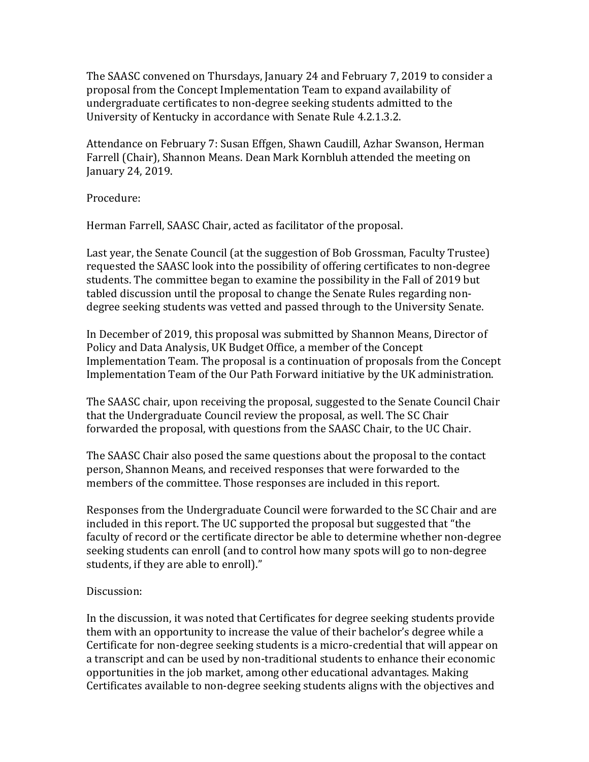The SAASC convened on Thursdays, January 24 and February 7, 2019 to consider a proposal from the Concept Implementation Team to expand availability of undergraduate certificates to non-degree seeking students admitted to the University of Kentucky in accordance with Senate Rule 4.2.1.3.2.

Attendance on February 7: Susan Effgen, Shawn Caudill, Azhar Swanson, Herman Farrell (Chair), Shannon Means. Dean Mark Kornbluh attended the meeting on January 24, 2019.

Procedure:

Herman Farrell, SAASC Chair, acted as facilitator of the proposal.

Last year, the Senate Council (at the suggestion of Bob Grossman, Faculty Trustee) requested the SAASC look into the possibility of offering certificates to non-degree students. The committee began to examine the possibility in the Fall of 2019 but tabled discussion until the proposal to change the Senate Rules regarding non-degree seeking students was vetted and passed through to the University Senate.

In December of 2019, this proposal was submitted by Shannon Means, Director of Policy and Data Analysis, UK Budget Office, a member of the Concept Implementation Team. The proposal is a continuation of proposals from the Concept Implementation Team of the Our Path Forward initiative by the UK administration.

The SAASC chair, upon receiving the proposal, suggested to the Senate Council Chair that the Undergraduate Council review the proposal, as well. The SC Chair forwarded the proposal, with questions from the SAASC Chair, to the UC Chair.

The SAASC Chair also posed the same questions about the proposal to the contact person, Shannon Means, and received responses that were forwarded to the members of the committee. Those responses are included in this report.

Responses from the Undergraduate Council were forwarded to the SC Chair and are included in this report. The UC supported the proposal but suggested that "the faculty of record or the certificate director be able to determine whether non-degree seeking students can enroll (and to control how many spots will go to non-degree students, if they are able to enroll)."

Discussion:

In the discussion, it was noted that Certificates for degree seeking students provide them with an opportunity to increase the value of their bachelor's degree while a Certificate for non-degree seeking students is a micro-credential that will appear on a transcript and can be used by non-traditional students to enhance their economic opportunities in the job market, among other educational advantages. Making Certificates available to non-degree seeking students aligns with the objectives and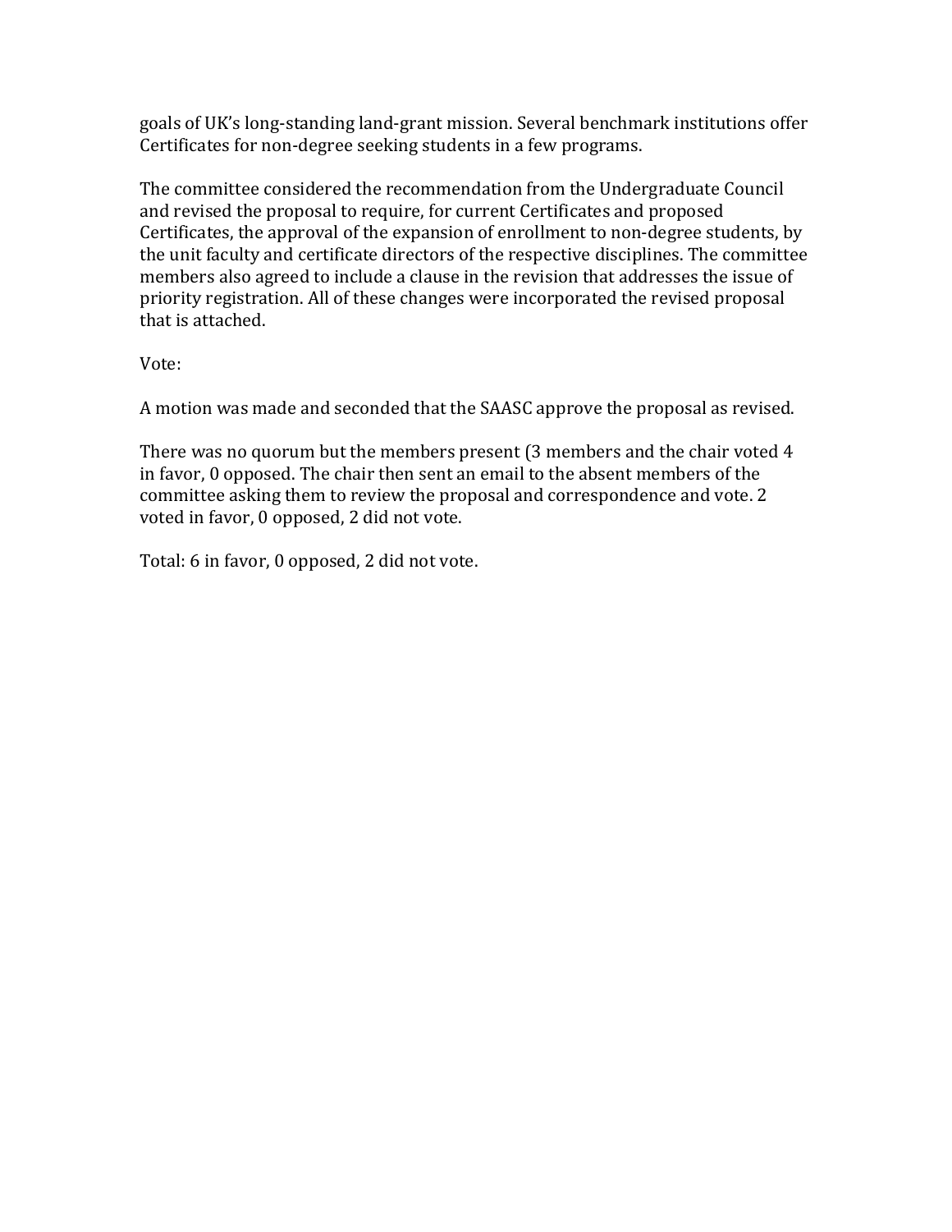goals of UK's long-standing land-grant mission. Several benchmark institutions offer Certificates for non-degree seeking students in a few programs.

The committee considered the recommendation from the Undergraduate Council and revised the proposal to require, for current Certificates and proposed Certificates, the approval of the expansion of enrollment to non-degree students, by the unit faculty and certificate directors of the respective disciplines. The committee members also agreed to include a clause in the revision that addresses the issue of priority registration. All of these changes were incorporated the revised proposal that is attached.

Vote:

A motion was made and seconded that the SAASC approve the proposal as revised.

There was no quorum but the members present (3 members and the chair voted 4 in favor, 0 opposed. The chair then sent an email to the absent members of the committee asking them to review the proposal and correspondence and vote. 2 voted in favor, 0 opposed, 2 did not vote.

Total: 6 in favor, 0 opposed, 2 did not vote.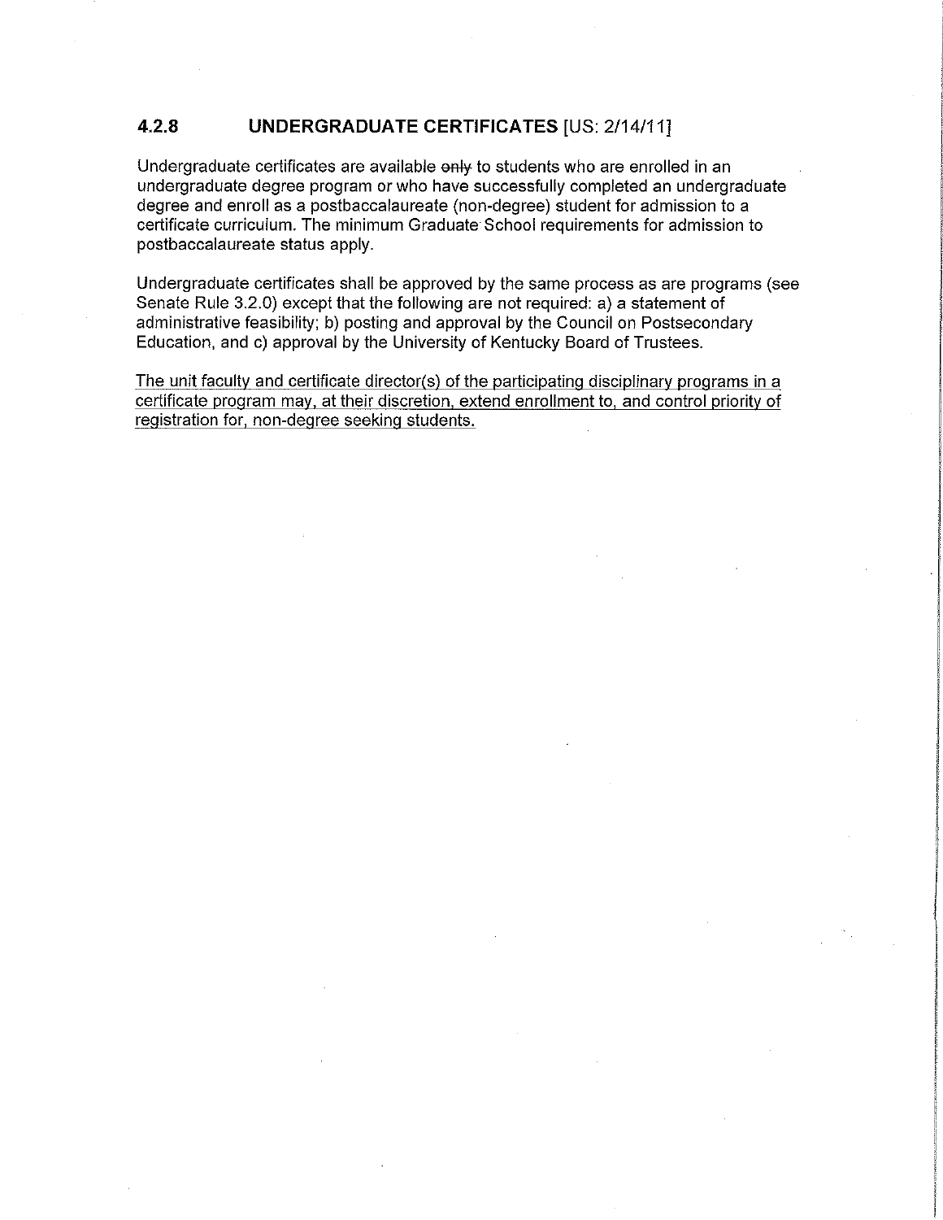### 4.2.8 UNDERGRADUATE CERTIFICATES [US: 2/14/11]

Undergraduate certificates are available ~~only~~ to students who are enrolled in an undergraduate degree program or who have successfully completed an undergraduate degree and enroll as a postbaccalaureate (non-degree) student for admission to a certificate curriculum. The minimum Graduate School requirements for admission to postbaccalaureate status apply.

Undergraduate certificates shall be approved by the same process as are programs (see Senate Rule 3.2.0) except that the following are not required: a) a statement of administrative feasibility; b) posting and approval by the Council on Postsecondary Education, and c) approval by the University of Kentucky Board of Trustees.

<u>The unit faculty and certificate director(s) of the participating disciplinary programs in a certificate program may, at their discretion, extend enrollment to, and control priority of registration for, non-degree seeking students.</u>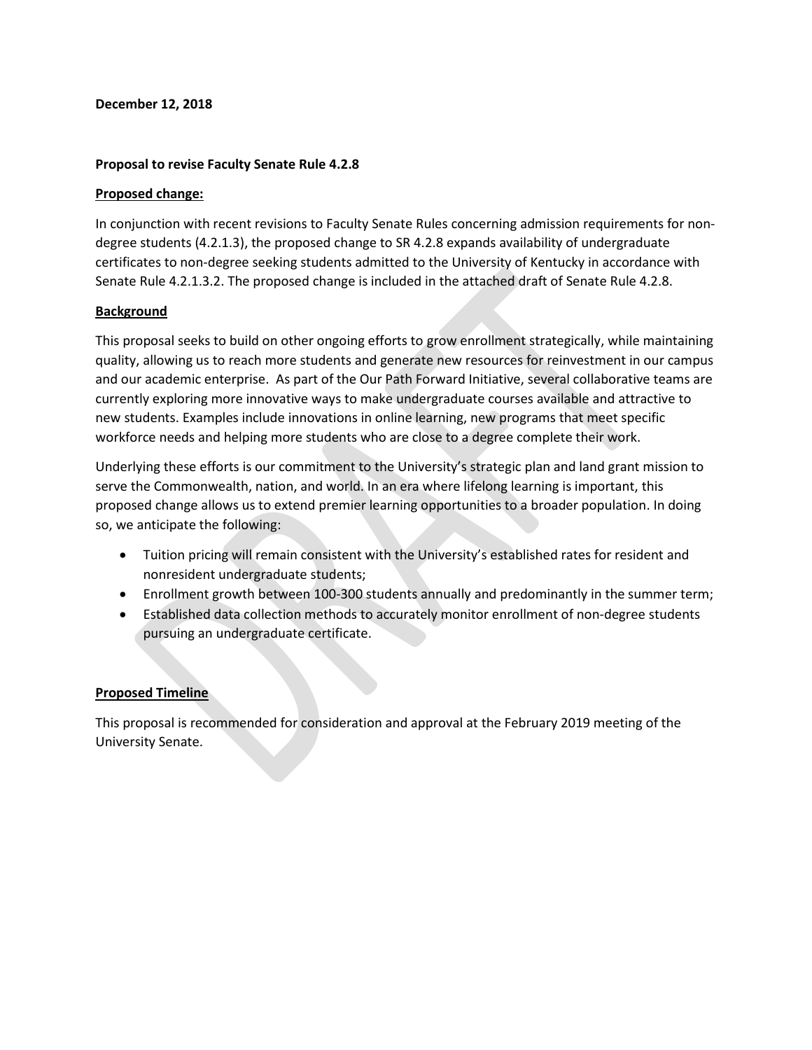**December 12, 2018**

**Proposal to revise Faculty Senate Rule 4.2.8**

**Proposed change:**

In conjunction with recent revisions to Faculty Senate Rules concerning admission requirements for non-degree students (4.2.1.3), the proposed change to SR 4.2.8 expands availability of undergraduate certificates to non-degree seeking students admitted to the University of Kentucky in accordance with Senate Rule 4.2.1.3.2. The proposed change is included in the attached draft of Senate Rule 4.2.8.

**Background**

This proposal seeks to build on other ongoing efforts to grow enrollment strategically, while maintaining quality, allowing us to reach more students and generate new resources for reinvestment in our campus and our academic enterprise. As part of the Our Path Forward Initiative, several collaborative teams are currently exploring more innovative ways to make undergraduate courses available and attractive to new students. Examples include innovations in online learning, new programs that meet specific workforce needs and helping more students who are close to a degree complete their work.

Underlying these efforts is our commitment to the University's strategic plan and land grant mission to serve the Commonwealth, nation, and world. In an era where lifelong learning is important, this proposed change allows us to extend premier learning opportunities to a broader population. In doing so, we anticipate the following:

- Tuition pricing will remain consistent with the University's established rates for resident and nonresident undergraduate students;
- Enrollment growth between 100-300 students annually and predominantly in the summer term;
- Established data collection methods to accurately monitor enrollment of non-degree students pursuing an undergraduate certificate.

**Proposed Timeline**

This proposal is recommended for consideration and approval at the February 2019 meeting of the University Senate.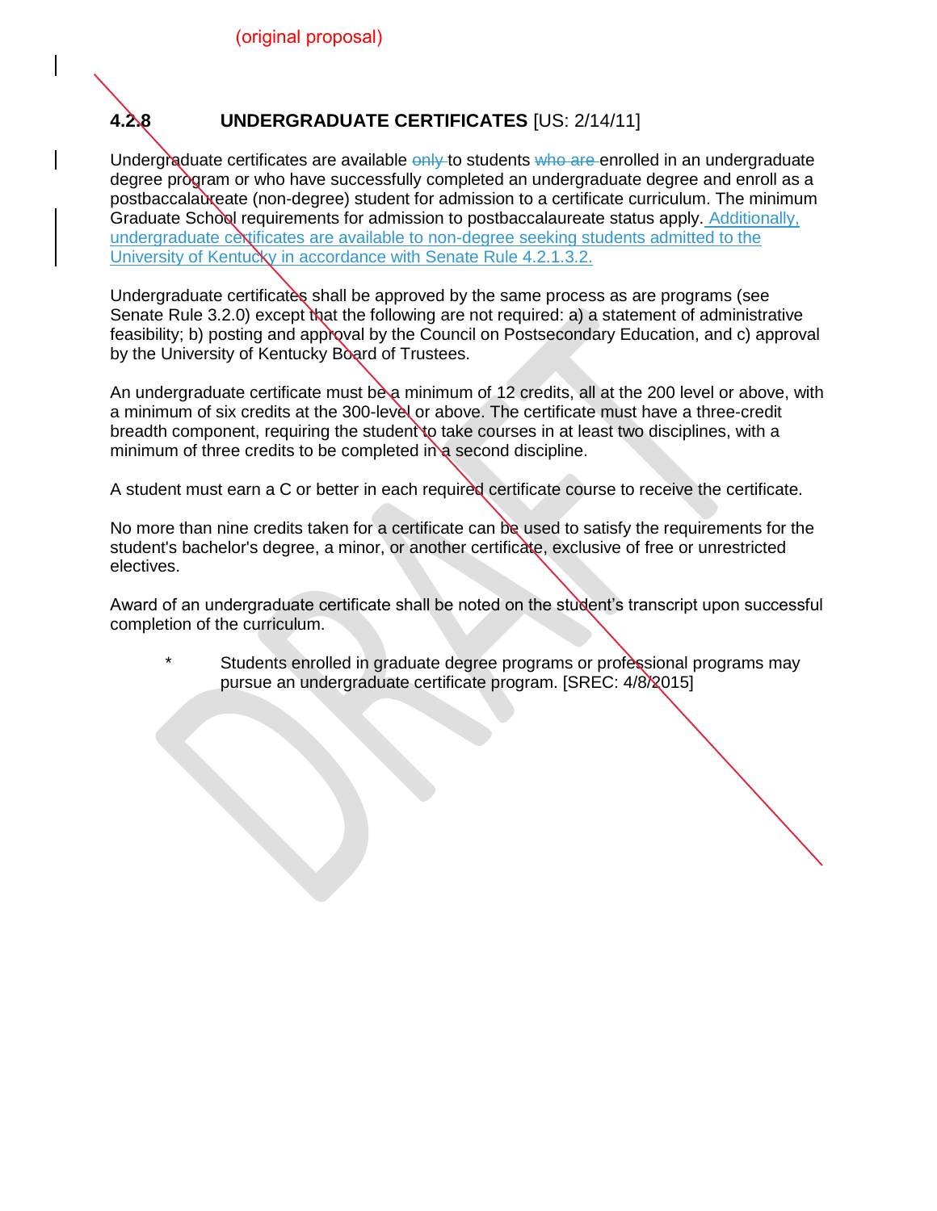(original proposal)

### 4.2.8 UNDERGRADUATE CERTIFICATES [US: 2/14/11]

Undergraduate certificates are available ~~only~~ to students ~~who are~~ enrolled in an undergraduate degree program or who have successfully completed an undergraduate degree and enroll as a postbaccalaureate (non-degree) student for admission to a certificate curriculum. The minimum Graduate School requirements for admission to postbaccalaureate status apply. Additionally, undergraduate certificates are available to non-degree seeking students admitted to the University of Kentucky in accordance with Senate Rule 4.2.1.3.2.

Undergraduate certificates shall be approved by the same process as are programs (see Senate Rule 3.2.0) except that the following are not required: a) a statement of administrative feasibility; b) posting and approval by the Council on Postsecondary Education, and c) approval by the University of Kentucky Board of Trustees.

An undergraduate certificate must be a minimum of 12 credits, all at the 200 level or above, with a minimum of six credits at the 300-level or above. The certificate must have a three-credit breadth component, requiring the student to take courses in at least two disciplines, with a minimum of three credits to be completed in a second discipline.

A student must earn a C or better in each required certificate course to receive the certificate.

No more than nine credits taken for a certificate can be used to satisfy the requirements for the student's bachelor's degree, a minor, or another certificate, exclusive of free or unrestricted electives.

Award of an undergraduate certificate shall be noted on the student's transcript upon successful completion of the curriculum.

\* Students enrolled in graduate degree programs or professional programs may pursue an undergraduate certificate program. [SREC: 4/8/2015]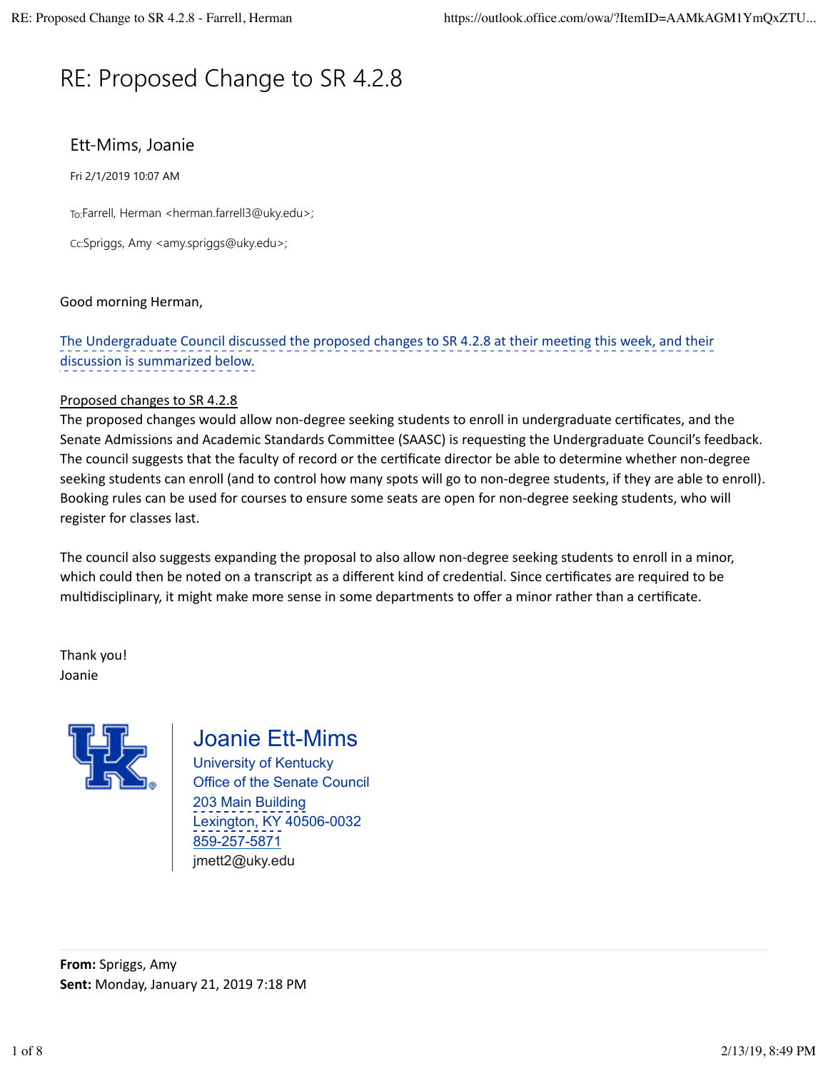# RE: Proposed Change to SR 4.2.8

Ett-Mims, Joanie

Fri 2/1/2019 10:07 AM

To: Farrell, Herman <herman.farrell3@uky.edu>;

Cc: Spriggs, Amy <amy.spriggs@uky.edu>;

Good morning Herman,

The Undergraduate Council discussed the proposed changes to SR 4.2.8 at their meeting this week, and their discussion is summarized below.

Proposed changes to SR 4.2.8

The proposed changes would allow non-degree seeking students to enroll in undergraduate certificates, and the Senate Admissions and Academic Standards Committee (SAASC) is requesting the Undergraduate Council's feedback. The council suggests that the faculty of record or the certificate director be able to determine whether non-degree seeking students can enroll (and to control how many spots will go to non-degree students, if they are able to enroll). Booking rules can be used for courses to ensure some seats are open for non-degree seeking students, who will register for classes last.

The council also suggests expanding the proposal to also allow non-degree seeking students to enroll in a minor, which could then be noted on a transcript as a different kind of credential. Since certificates are required to be multidisciplinary, it might make more sense in some departments to offer a minor rather than a certificate.

Thank you!
Joanie

Joanie Ett-Mims
University of Kentucky
Office of the Senate Council
203 Main Building
Lexington, KY 40506-0032
859-257-5871
jmett2@uky.edu

**From:** Spriggs, Amy
**Sent:** Monday, January 21, 2019 7:18 PM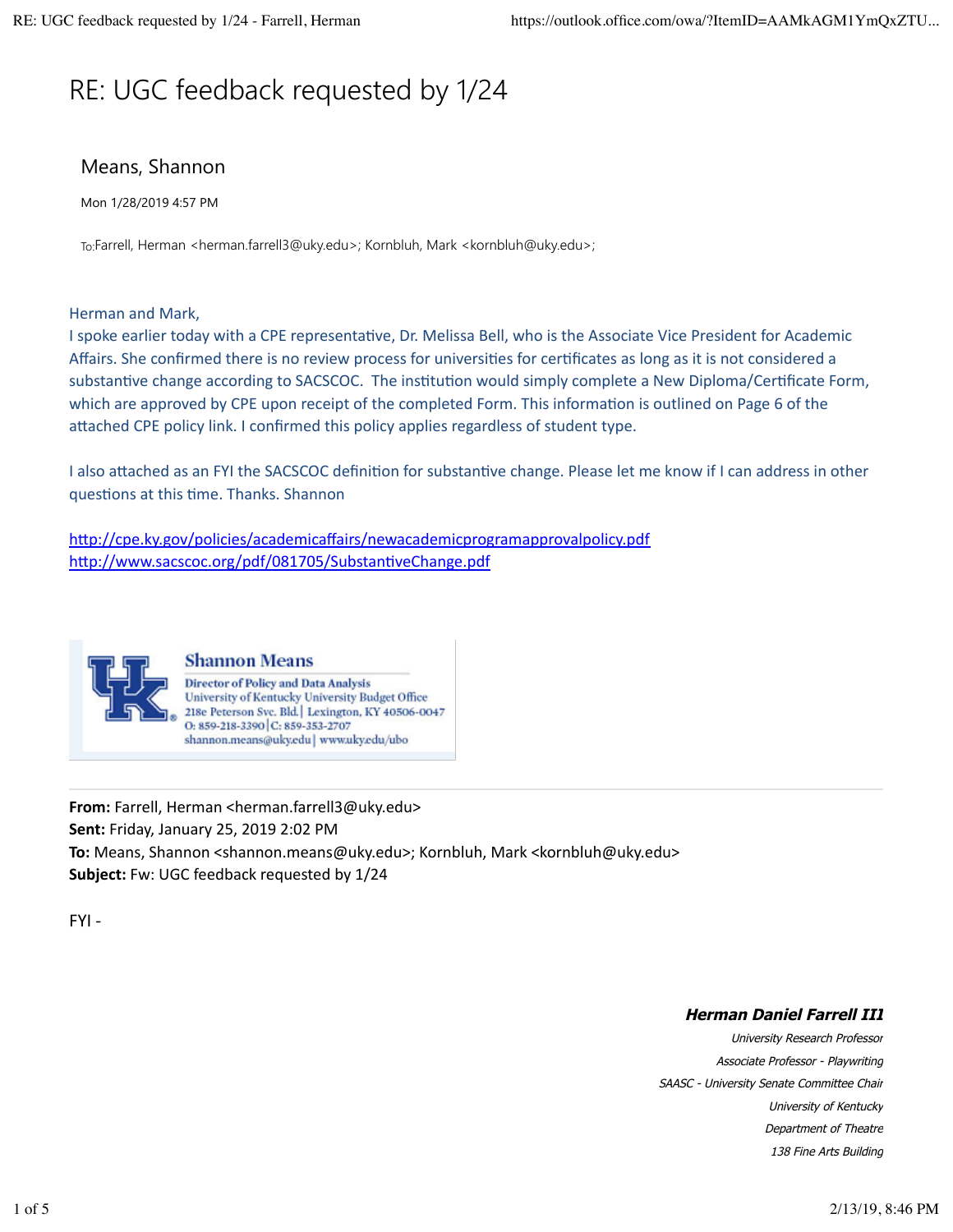# RE: UGC feedback requested by 1/24

## Means, Shannon

Mon 1/28/2019 4:57 PM

To: Farrell, Herman <herman.farrell3@uky.edu>; Kornbluh, Mark <kornbluh@uky.edu>;

Herman and Mark,

I spoke earlier today with a CPE representative, Dr. Melissa Bell, who is the Associate Vice President for Academic Affairs. She confirmed there is no review process for universities for certificates as long as it is not considered a substantive change according to SACSCOC. The institution would simply complete a New Diploma/Certificate Form, which are approved by CPE upon receipt of the completed Form. This information is outlined on Page 6 of the attached CPE policy link. I confirmed this policy applies regardless of student type.

I also attached as an FYI the SACSCOC definition for substantive change. Please let me know if I can address in other questions at this time. Thanks. Shannon

http://cpe.ky.gov/policies/academicaffairs/newacademicprogramapprovalpolicy.pdf
http://www.sacscoc.org/pdf/081705/SubstantiveChange.pdf

**Shannon Means**
Director of Policy and Data Analysis
University of Kentucky University Budget Office
218e Peterson Svc. Bld.| Lexington, KY 40506-0047
O: 859-218-3390|C: 859-353-2707
shannon.means@uky.edu| www.uky.edu/ubo

---

**From:** Farrell, Herman <herman.farrell3@uky.edu>
**Sent:** Friday, January 25, 2019 2:02 PM
**To:** Means, Shannon <shannon.means@uky.edu>; Kornbluh, Mark <kornbluh@uky.edu>
**Subject:** Fw: UGC feedback requested by 1/24

FYI -

***Herman Daniel Farrell III***
*University Research Professor*
*Associate Professor - Playwriting*
*SAASC - University Senate Committee Chair*
*University of Kentucky*
*Department of Theatre*
*138 Fine Arts Building*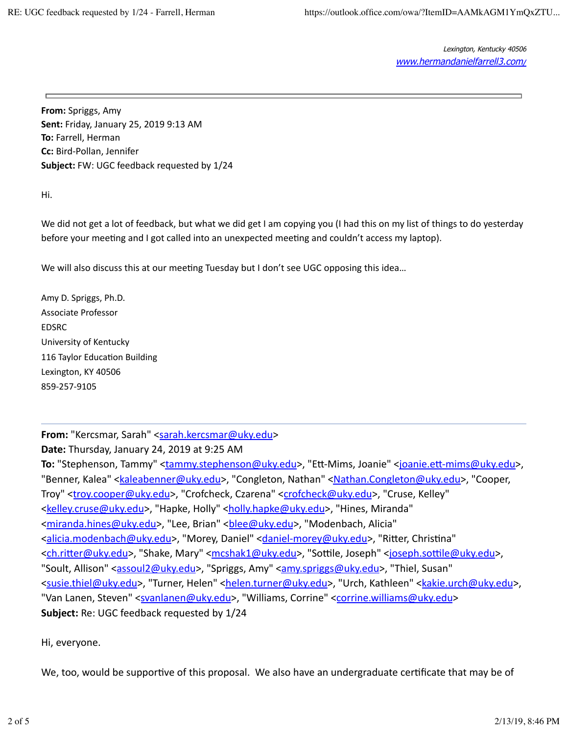*Lexington, Kentucky 40506*
*[www.hermandanielfarrell3.com/](www.hermandanielfarrell3.com/)*

---

**From:** Spriggs, Amy
**Sent:** Friday, January 25, 2019 9:13 AM
**To:** Farrell, Herman
**Cc:** Bird-Pollan, Jennifer
**Subject:** FW: UGC feedback requested by 1/24

Hi.

We did not get a lot of feedback, but what we did get I am copying you (I had this on my list of things to do yesterday before your meeting and I got called into an unexpected meeting and couldn't access my laptop).

We will also discuss this at our meeting Tuesday but I don't see UGC opposing this idea…

Amy D. Spriggs, Ph.D.
Associate Professor
EDSRC
University of Kentucky
116 Taylor Education Building
Lexington, KY 40506
859-257-9105

---

**From:** "Kercsmar, Sarah" <sarah.kercsmar@uky.edu>
**Date:** Thursday, January 24, 2019 at 9:25 AM
**To:** "Stephenson, Tammy" <tammy.stephenson@uky.edu>, "Ett-Mims, Joanie" <joanie.ett-mims@uky.edu>, "Benner, Kalea" <kaleabenner@uky.edu>, "Congleton, Nathan" <Nathan.Congleton@uky.edu>, "Cooper, Troy" <troy.cooper@uky.edu>, "Crofcheck, Czarena" <crofcheck@uky.edu>, "Cruse, Kelley" <kelley.cruse@uky.edu>, "Hapke, Holly" <holly.hapke@uky.edu>, "Hines, Miranda" <miranda.hines@uky.edu>, "Lee, Brian" <blee@uky.edu>, "Modenbach, Alicia" <alicia.modenbach@uky.edu>, "Morey, Daniel" <daniel-morey@uky.edu>, "Ritter, Christina" <ch.ritter@uky.edu>, "Shake, Mary" <mcshak1@uky.edu>, "Sottile, Joseph" <joseph.sottile@uky.edu>, "Soult, Allison" <assoul2@uky.edu>, "Spriggs, Amy" <amy.spriggs@uky.edu>, "Thiel, Susan" <susie.thiel@uky.edu>, "Turner, Helen" <helen.turner@uky.edu>, "Urch, Kathleen" <kakie.urch@uky.edu>, "Van Lanen, Steven" <svanlanen@uky.edu>, "Williams, Corrine" <corrine.williams@uky.edu>
**Subject:** Re: UGC feedback requested by 1/24

Hi, everyone.

We, too, would be supportive of this proposal. We also have an undergraduate certificate that may be of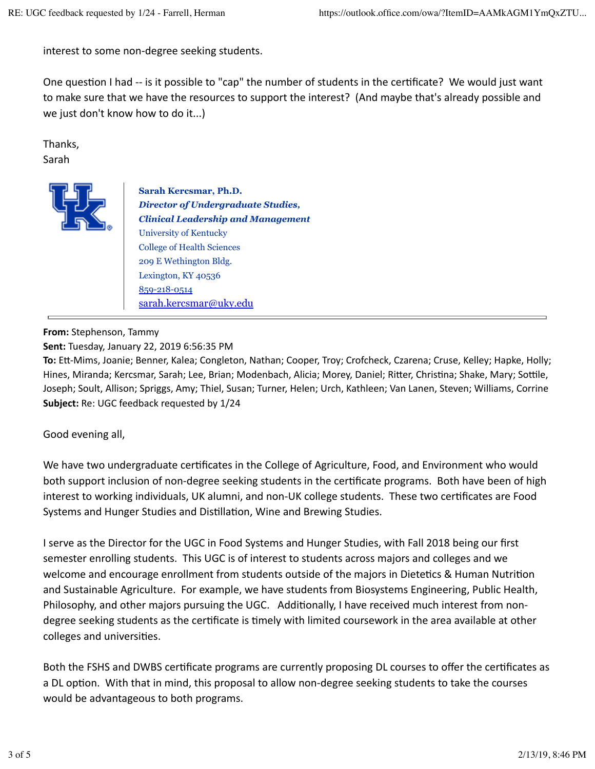interest to some non-degree seeking students.

One question I had -- is it possible to "cap" the number of students in the certificate? We would just want to make sure that we have the resources to support the interest? (And maybe that's already possible and we just don't know how to do it...)

Thanks,
Sarah

**Sarah Kercsmar, Ph.D.**
***Director of Undergraduate Studies,***
***Clinical Leadership and Management***
University of Kentucky
College of Health Sciences
209 E Wethington Bldg.
Lexington, KY 40536
859-218-0514
sarah.kercsmar@uky.edu

---

**From:** Stephenson, Tammy
**Sent:** Tuesday, January 22, 2019 6:56:35 PM
**To:** Ett-Mims, Joanie; Benner, Kalea; Congleton, Nathan; Cooper, Troy; Crofcheck, Czarena; Cruse, Kelley; Hapke, Holly; Hines, Miranda; Kercsmar, Sarah; Lee, Brian; Modenbach, Alicia; Morey, Daniel; Ritter, Christina; Shake, Mary; Sottile, Joseph; Soult, Allison; Spriggs, Amy; Thiel, Susan; Turner, Helen; Urch, Kathleen; Van Lanen, Steven; Williams, Corrine
**Subject:** Re: UGC feedback requested by 1/24

Good evening all,

We have two undergraduate certificates in the College of Agriculture, Food, and Environment who would both support inclusion of non-degree seeking students in the certificate programs. Both have been of high interest to working individuals, UK alumni, and non-UK college students. These two certificates are Food Systems and Hunger Studies and Distillation, Wine and Brewing Studies.

I serve as the Director for the UGC in Food Systems and Hunger Studies, with Fall 2018 being our first semester enrolling students. This UGC is of interest to students across majors and colleges and we welcome and encourage enrollment from students outside of the majors in Dietetics & Human Nutrition and Sustainable Agriculture. For example, we have students from Biosystems Engineering, Public Health, Philosophy, and other majors pursuing the UGC. Additionally, I have received much interest from non-degree seeking students as the certificate is timely with limited coursework in the area available at other colleges and universities.

Both the FSHS and DWBS certificate programs are currently proposing DL courses to offer the certificates as a DL option. With that in mind, this proposal to allow non-degree seeking students to take the courses would be advantageous to both programs.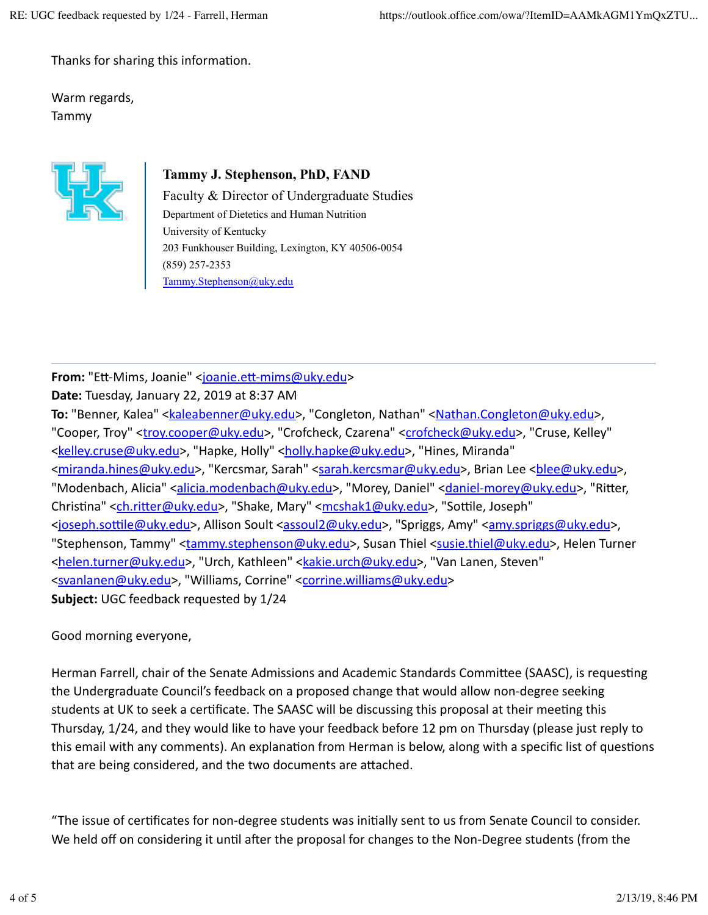Thanks for sharing this information.

Warm regards,
Tammy

**Tammy J. Stephenson, PhD, FAND**
Faculty & Director of Undergraduate Studies
Department of Dietetics and Human Nutrition
University of Kentucky
203 Funkhouser Building, Lexington, KY 40506-0054
(859) 257-2353
Tammy.Stephenson@uky.edu

---

**From:** "Ett-Mims, Joanie" <joanie.ett-mims@uky.edu>
**Date:** Tuesday, January 22, 2019 at 8:37 AM
**To:** "Benner, Kalea" <kaleabenner@uky.edu>, "Congleton, Nathan" <Nathan.Congleton@uky.edu>, "Cooper, Troy" <troy.cooper@uky.edu>, "Crofcheck, Czarena" <crofcheck@uky.edu>, "Cruse, Kelley" <kelley.cruse@uky.edu>, "Hapke, Holly" <holly.hapke@uky.edu>, "Hines, Miranda" <miranda.hines@uky.edu>, "Kercsmar, Sarah" <sarah.kercsmar@uky.edu>, Brian Lee <blee@uky.edu>, "Modenbach, Alicia" <alicia.modenbach@uky.edu>, "Morey, Daniel" <daniel-morey@uky.edu>, "Ritter, Christina" <ch.ritter@uky.edu>, "Shake, Mary" <mcshak1@uky.edu>, "Sottile, Joseph" <joseph.sottile@uky.edu>, Allison Soult <assoul2@uky.edu>, "Spriggs, Amy" <amy.spriggs@uky.edu>, "Stephenson, Tammy" <tammy.stephenson@uky.edu>, Susan Thiel <susie.thiel@uky.edu>, Helen Turner <helen.turner@uky.edu>, "Urch, Kathleen" <kakie.urch@uky.edu>, "Van Lanen, Steven" <svanlanen@uky.edu>, "Williams, Corrine" <corrine.williams@uky.edu>
**Subject:** UGC feedback requested by 1/24

Good morning everyone,

Herman Farrell, chair of the Senate Admissions and Academic Standards Committee (SAASC), is requesting the Undergraduate Council's feedback on a proposed change that would allow non-degree seeking students at UK to seek a certificate. The SAASC will be discussing this proposal at their meeting this Thursday, 1/24, and they would like to have your feedback before 12 pm on Thursday (please just reply to this email with any comments). An explanation from Herman is below, along with a specific list of questions that are being considered, and the two documents are attached.

"The issue of certificates for non-degree students was initially sent to us from Senate Council to consider. We held off on considering it until after the proposal for changes to the Non-Degree students (from the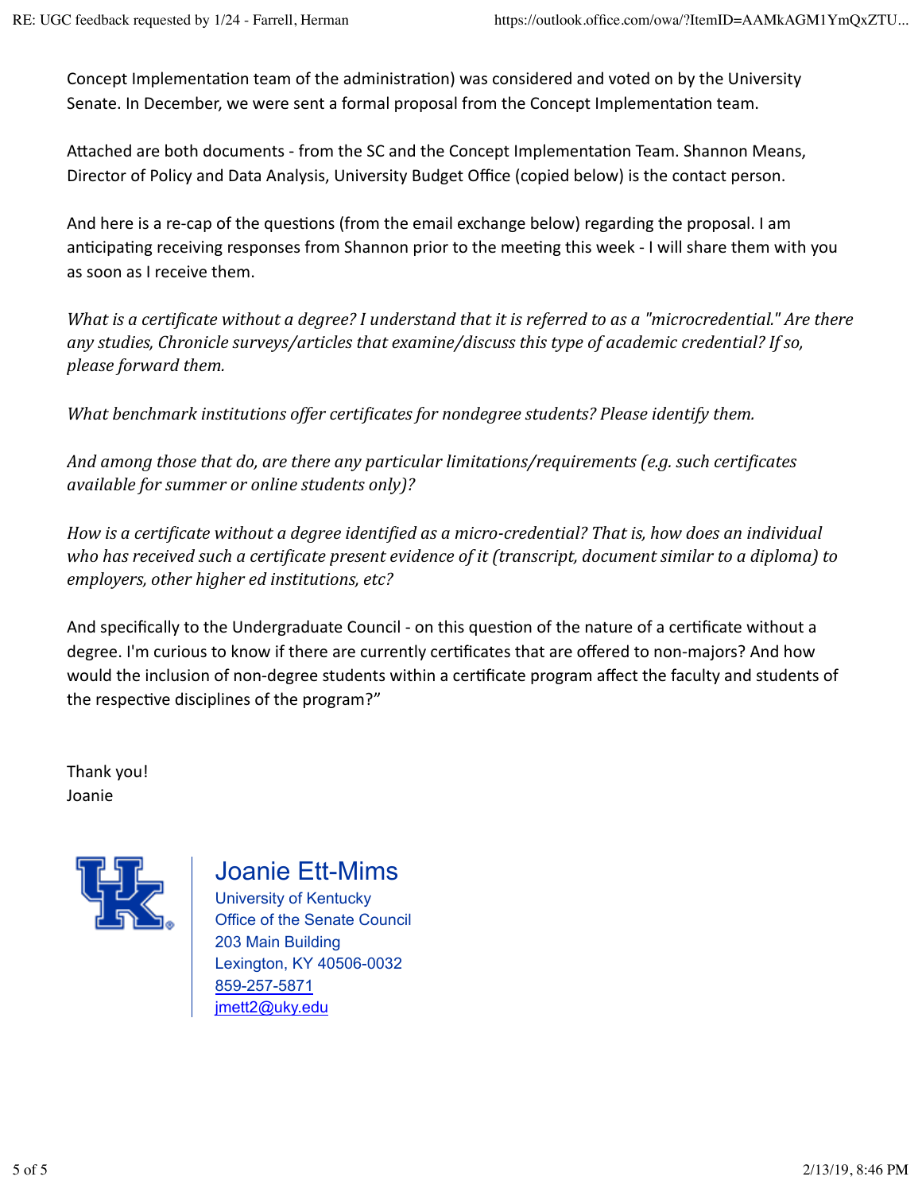Concept Implementation team of the administration) was considered and voted on by the University Senate. In December, we were sent a formal proposal from the Concept Implementation team.

Attached are both documents - from the SC and the Concept Implementation Team. Shannon Means, Director of Policy and Data Analysis, University Budget Office (copied below) is the contact person.

And here is a re-cap of the questions (from the email exchange below) regarding the proposal. I am anticipating receiving responses from Shannon prior to the meeting this week - I will share them with you as soon as I receive them.

*What is a certificate without a degree? I understand that it is referred to as a "microcredential." Are there any studies, Chronicle surveys/articles that examine/discuss this type of academic credential? If so, please forward them.*

*What benchmark institutions offer certificates for nondegree students? Please identify them.*

*And among those that do, are there any particular limitations/requirements (e.g. such certificates available for summer or online students only)?*

*How is a certificate without a degree identified as a micro-credential? That is, how does an individual who has received such a certificate present evidence of it (transcript, document similar to a diploma) to employers, other higher ed institutions, etc?*

And specifically to the Undergraduate Council - on this question of the nature of a certificate without a degree. I'm curious to know if there are currently certificates that are offered to non-majors? And how would the inclusion of non-degree students within a certificate program affect the faculty and students of the respective disciplines of the program?"

Thank you!
Joanie

Joanie Ett-Mims
University of Kentucky
Office of the Senate Council
203 Main Building
Lexington, KY 40506-0032
859-257-5871
jmett2@uky.edu